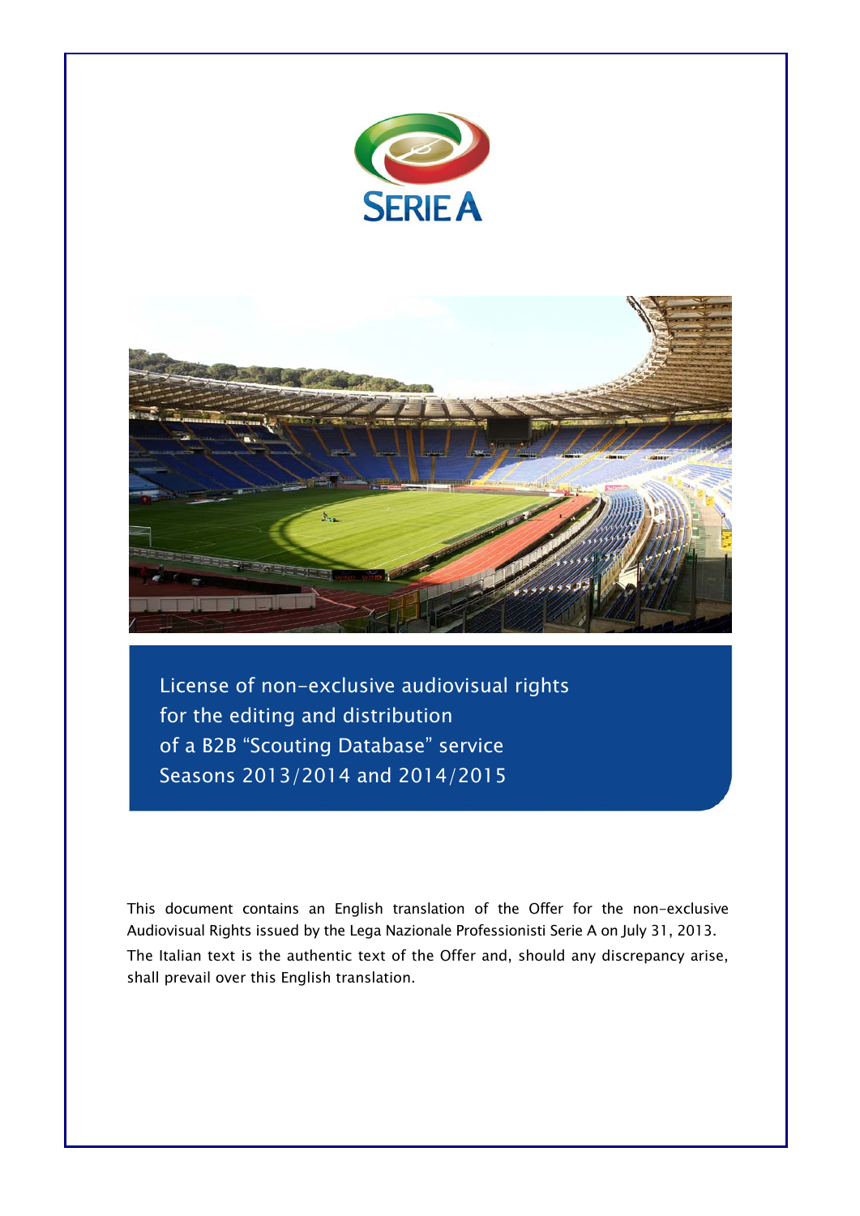SERIE A

# License of non-exclusive audiovisual rights for the editing and distribution of a B2B "Scouting Database" service Seasons 2013/2014 and 2014/2015

This document contains an English translation of the Offer for the non-exclusive Audiovisual Rights issued by the Lega Nazionale Professionisti Serie A on July 31, 2013. The Italian text is the authentic text of the Offer and, should any discrepancy arise, shall prevail over this English translation.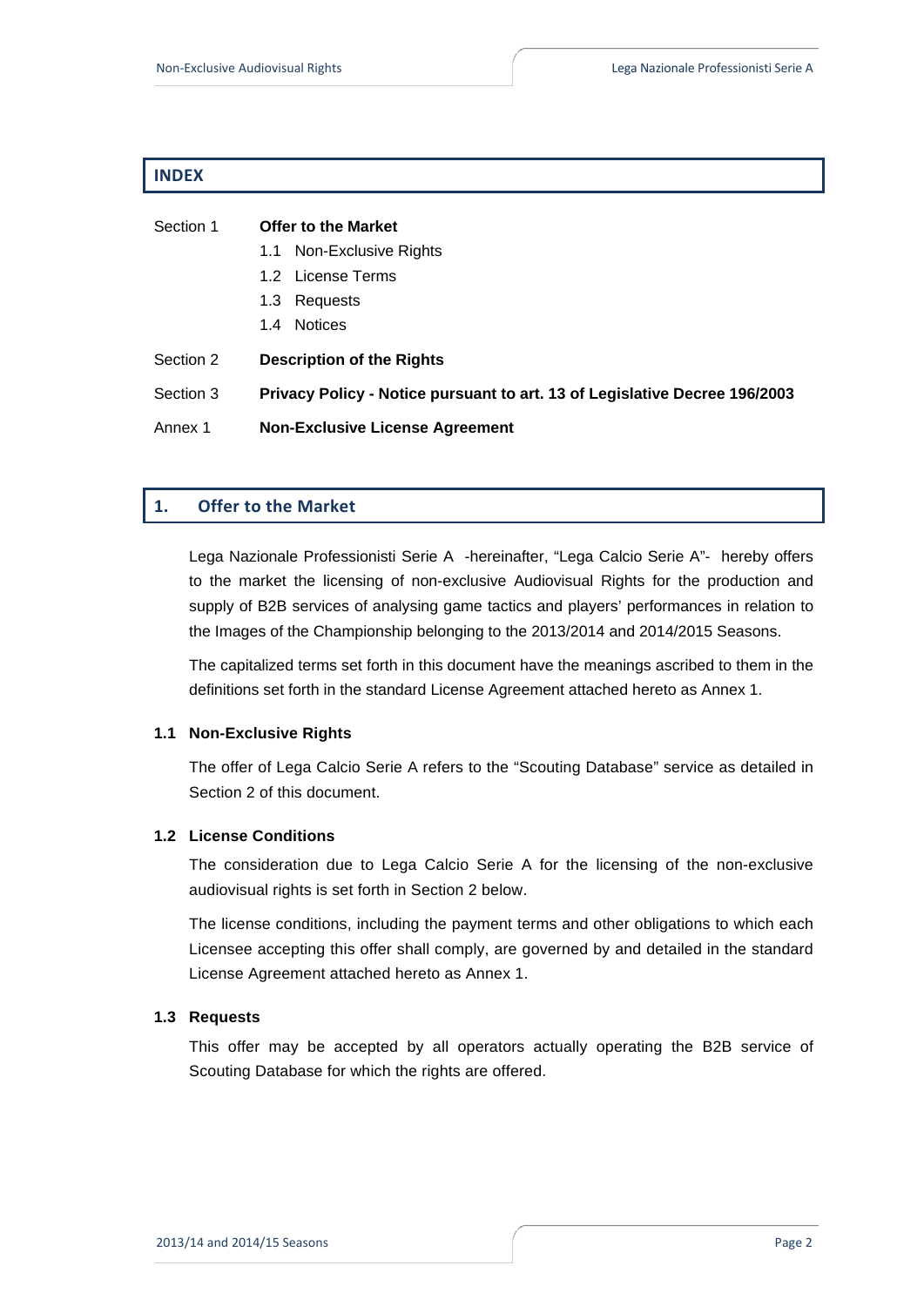## INDEX

| | |
|---|---|
| Section 1 | **Offer to the Market** |
| | 1.1 Non-Exclusive Rights |
| | 1.2 License Terms |
| | 1.3 Requests |
| | 1.4 Notices |
| Section 2 | **Description of the Rights** |
| Section 3 | **Privacy Policy - Notice pursuant to art. 13 of Legislative Decree 196/2003** |
| Annex 1 | **Non-Exclusive License Agreement** |

## 1. Offer to the Market

Lega Nazionale Professionisti Serie A -hereinafter, "Lega Calcio Serie A"- hereby offers to the market the licensing of non-exclusive Audiovisual Rights for the production and supply of B2B services of analysing game tactics and players' performances in relation to the Images of the Championship belonging to the 2013/2014 and 2014/2015 Seasons.

The capitalized terms set forth in this document have the meanings ascribed to them in the definitions set forth in the standard License Agreement attached hereto as Annex 1.

### 1.1 Non-Exclusive Rights

The offer of Lega Calcio Serie A refers to the "Scouting Database" service as detailed in Section 2 of this document.

### 1.2 License Conditions

The consideration due to Lega Calcio Serie A for the licensing of the non-exclusive audiovisual rights is set forth in Section 2 below.

The license conditions, including the payment terms and other obligations to which each Licensee accepting this offer shall comply, are governed by and detailed in the standard License Agreement attached hereto as Annex 1.

### 1.3 Requests

This offer may be accepted by all operators actually operating the B2B service of Scouting Database for which the rights are offered.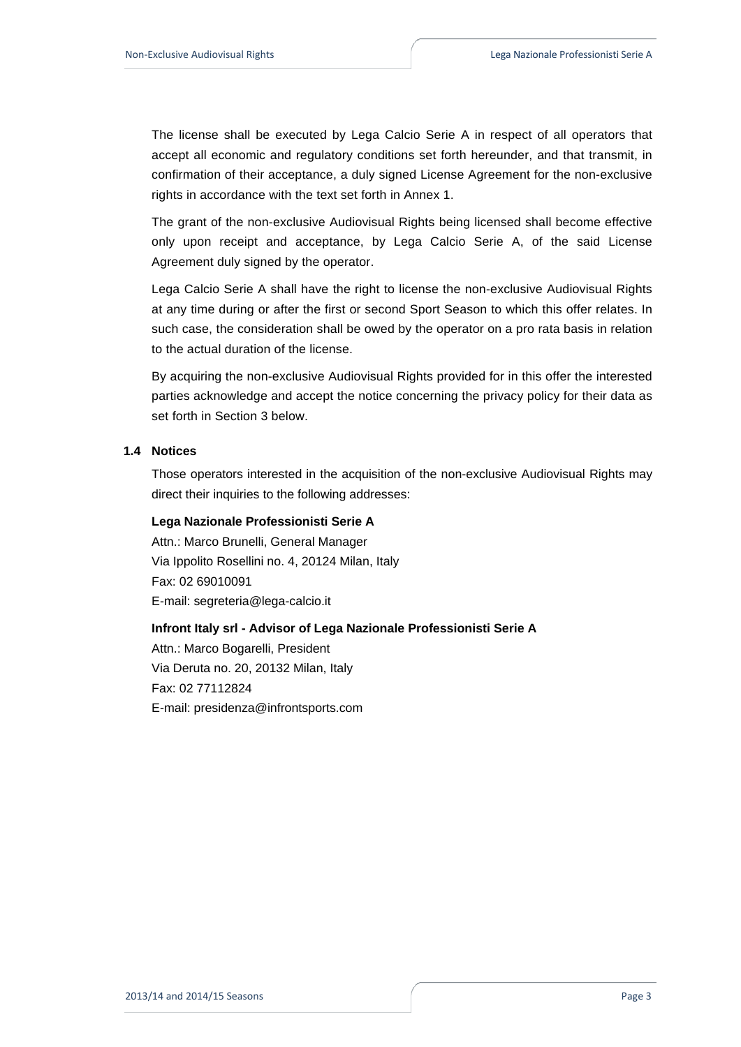The license shall be executed by Lega Calcio Serie A in respect of all operators that accept all economic and regulatory conditions set forth hereunder, and that transmit, in confirmation of their acceptance, a duly signed License Agreement for the non-exclusive rights in accordance with the text set forth in Annex 1.

The grant of the non-exclusive Audiovisual Rights being licensed shall become effective only upon receipt and acceptance, by Lega Calcio Serie A, of the said License Agreement duly signed by the operator.

Lega Calcio Serie A shall have the right to license the non-exclusive Audiovisual Rights at any time during or after the first or second Sport Season to which this offer relates. In such case, the consideration shall be owed by the operator on a pro rata basis in relation to the actual duration of the license.

By acquiring the non-exclusive Audiovisual Rights provided for in this offer the interested parties acknowledge and accept the notice concerning the privacy policy for their data as set forth in Section 3 below.

### 1.4 Notices

Those operators interested in the acquisition of the non-exclusive Audiovisual Rights may direct their inquiries to the following addresses:

**Lega Nazionale Professionisti Serie A**
Attn.: Marco Brunelli, General Manager
Via Ippolito Rosellini no. 4, 20124 Milan, Italy
Fax: 02 69010091
E-mail: segreteria@lega-calcio.it

**Infront Italy srl - Advisor of Lega Nazionale Professionisti Serie A**
Attn.: Marco Bogarelli, President
Via Deruta no. 20, 20132 Milan, Italy
Fax: 02 77112824
E-mail: presidenza@infrontsports.com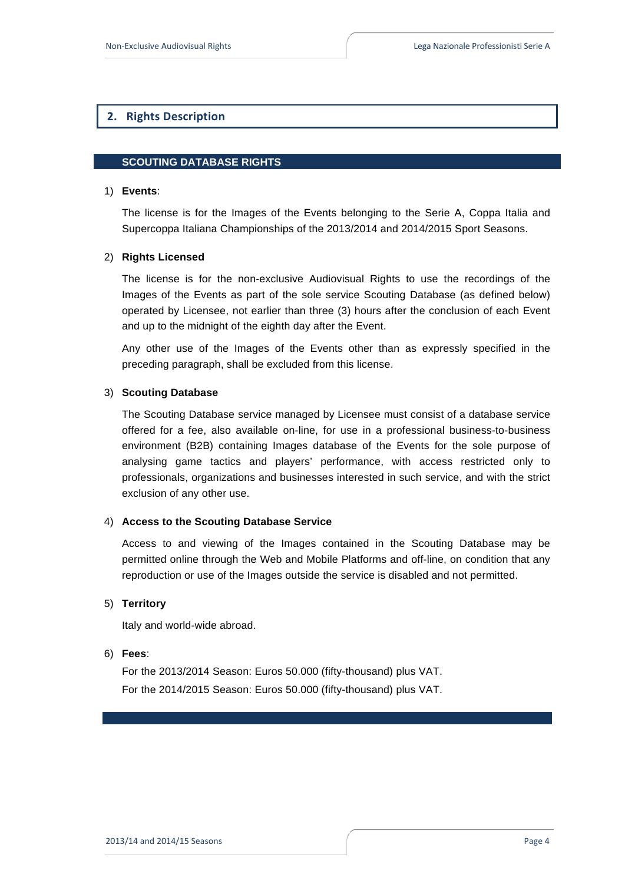## 2. Rights Description

### SCOUTING DATABASE RIGHTS

1) **Events**:

   The license is for the Images of the Events belonging to the Serie A, Coppa Italia and Supercoppa Italiana Championships of the 2013/2014 and 2014/2015 Sport Seasons.

2) **Rights Licensed**

   The license is for the non-exclusive Audiovisual Rights to use the recordings of the Images of the Events as part of the sole service Scouting Database (as defined below) operated by Licensee, not earlier than three (3) hours after the conclusion of each Event and up to the midnight of the eighth day after the Event.

   Any other use of the Images of the Events other than as expressly specified in the preceding paragraph, shall be excluded from this license.

3) **Scouting Database**

   The Scouting Database service managed by Licensee must consist of a database service offered for a fee, also available on-line, for use in a professional business-to-business environment (B2B) containing Images database of the Events for the sole purpose of analysing game tactics and players' performance, with access restricted only to professionals, organizations and businesses interested in such service, and with the strict exclusion of any other use.

4) **Access to the Scouting Database Service**

   Access to and viewing of the Images contained in the Scouting Database may be permitted online through the Web and Mobile Platforms and off-line, on condition that any reproduction or use of the Images outside the service is disabled and not permitted.

5) **Territory**

   Italy and world-wide abroad.

6) **Fees**:

   For the 2013/2014 Season: Euros 50.000 (fifty-thousand) plus VAT.

   For the 2014/2015 Season: Euros 50.000 (fifty-thousand) plus VAT.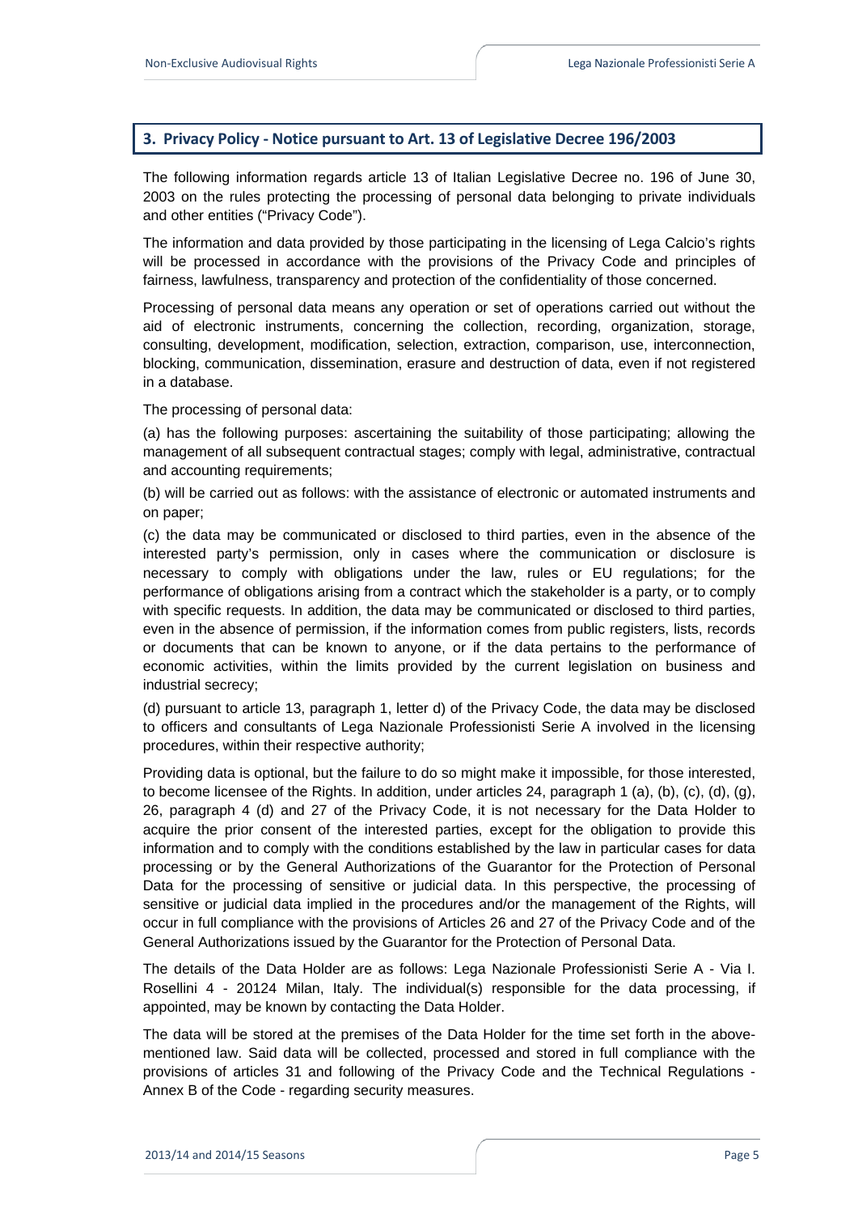## 3. Privacy Policy - Notice pursuant to Art. 13 of Legislative Decree 196/2003

The following information regards article 13 of Italian Legislative Decree no. 196 of June 30, 2003 on the rules protecting the processing of personal data belonging to private individuals and other entities ("Privacy Code").

The information and data provided by those participating in the licensing of Lega Calcio's rights will be processed in accordance with the provisions of the Privacy Code and principles of fairness, lawfulness, transparency and protection of the confidentiality of those concerned.

Processing of personal data means any operation or set of operations carried out without the aid of electronic instruments, concerning the collection, recording, organization, storage, consulting, development, modification, selection, extraction, comparison, use, interconnection, blocking, communication, dissemination, erasure and destruction of data, even if not registered in a database.

The processing of personal data:

(a) has the following purposes: ascertaining the suitability of those participating; allowing the management of all subsequent contractual stages; comply with legal, administrative, contractual and accounting requirements;

(b) will be carried out as follows: with the assistance of electronic or automated instruments and on paper;

(c) the data may be communicated or disclosed to third parties, even in the absence of the interested party's permission, only in cases where the communication or disclosure is necessary to comply with obligations under the law, rules or EU regulations; for the performance of obligations arising from a contract which the stakeholder is a party, or to comply with specific requests. In addition, the data may be communicated or disclosed to third parties, even in the absence of permission, if the information comes from public registers, lists, records or documents that can be known to anyone, or if the data pertains to the performance of economic activities, within the limits provided by the current legislation on business and industrial secrecy;

(d) pursuant to article 13, paragraph 1, letter d) of the Privacy Code, the data may be disclosed to officers and consultants of Lega Nazionale Professionisti Serie A involved in the licensing procedures, within their respective authority;

Providing data is optional, but the failure to do so might make it impossible, for those interested, to become licensee of the Rights. In addition, under articles 24, paragraph 1 (a), (b), (c), (d), (g), 26, paragraph 4 (d) and 27 of the Privacy Code, it is not necessary for the Data Holder to acquire the prior consent of the interested parties, except for the obligation to provide this information and to comply with the conditions established by the law in particular cases for data processing or by the General Authorizations of the Guarantor for the Protection of Personal Data for the processing of sensitive or judicial data. In this perspective, the processing of sensitive or judicial data implied in the procedures and/or the management of the Rights, will occur in full compliance with the provisions of Articles 26 and 27 of the Privacy Code and of the General Authorizations issued by the Guarantor for the Protection of Personal Data.

The details of the Data Holder are as follows: Lega Nazionale Professionisti Serie A - Via I. Rosellini 4 - 20124 Milan, Italy. The individual(s) responsible for the data processing, if appointed, may be known by contacting the Data Holder.

The data will be stored at the premises of the Data Holder for the time set forth in the above-mentioned law. Said data will be collected, processed and stored in full compliance with the provisions of articles 31 and following of the Privacy Code and the Technical Regulations - Annex B of the Code - regarding security measures.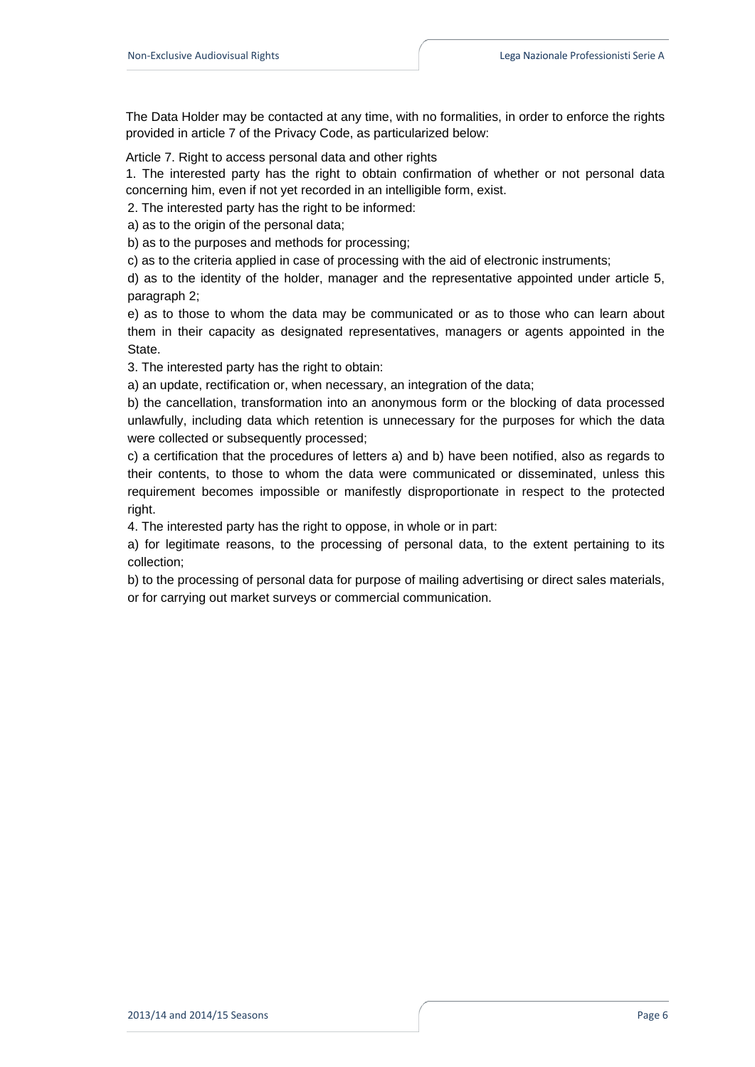The Data Holder may be contacted at any time, with no formalities, in order to enforce the rights provided in article 7 of the Privacy Code, as particularized below:

Article 7. Right to access personal data and other rights

1. The interested party has the right to obtain confirmation of whether or not personal data concerning him, even if not yet recorded in an intelligible form, exist.

2. The interested party has the right to be informed:

a) as to the origin of the personal data;

b) as to the purposes and methods for processing;

c) as to the criteria applied in case of processing with the aid of electronic instruments;

d) as to the identity of the holder, manager and the representative appointed under article 5, paragraph 2;

e) as to those to whom the data may be communicated or as to those who can learn about them in their capacity as designated representatives, managers or agents appointed in the State.

3. The interested party has the right to obtain:

a) an update, rectification or, when necessary, an integration of the data;

b) the cancellation, transformation into an anonymous form or the blocking of data processed unlawfully, including data which retention is unnecessary for the purposes for which the data were collected or subsequently processed;

c) a certification that the procedures of letters a) and b) have been notified, also as regards to their contents, to those to whom the data were communicated or disseminated, unless this requirement becomes impossible or manifestly disproportionate in respect to the protected right.

4. The interested party has the right to oppose, in whole or in part:

a) for legitimate reasons, to the processing of personal data, to the extent pertaining to its collection;

b) to the processing of personal data for purpose of mailing advertising or direct sales materials, or for carrying out market surveys or commercial communication.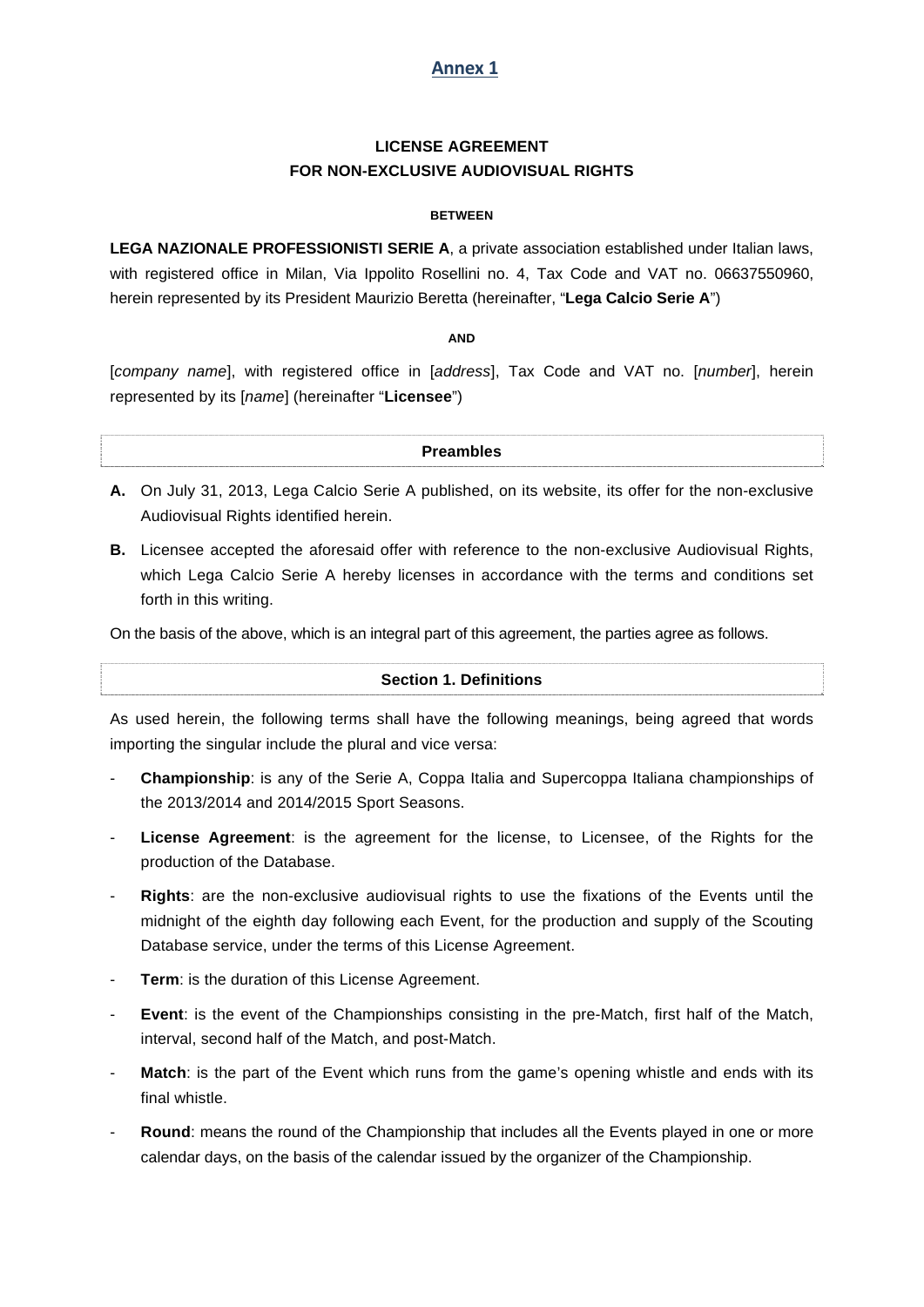## Annex 1

# LICENSE AGREEMENT
# FOR NON-EXCLUSIVE AUDIOVISUAL RIGHTS

**BETWEEN**

**LEGA NAZIONALE PROFESSIONISTI SERIE A**, a private association established under Italian laws, with registered office in Milan, Via Ippolito Rosellini no. 4, Tax Code and VAT no. 06637550960, herein represented by its President Maurizio Beretta (hereinafter, "**Lega Calcio Serie A**")

**AND**

[*company name*], with registered office in [*address*], Tax Code and VAT no. [*number*], herein represented by its [*name*] (hereinafter "**Licensee**")

### Preambles

**A.** On July 31, 2013, Lega Calcio Serie A published, on its website, its offer for the non-exclusive Audiovisual Rights identified herein.

**B.** Licensee accepted the aforesaid offer with reference to the non-exclusive Audiovisual Rights, which Lega Calcio Serie A hereby licenses in accordance with the terms and conditions set forth in this writing.

On the basis of the above, which is an integral part of this agreement, the parties agree as follows.

### Section 1. Definitions

As used herein, the following terms shall have the following meanings, being agreed that words importing the singular include the plural and vice versa:

- **Championship**: is any of the Serie A, Coppa Italia and Supercoppa Italiana championships of the 2013/2014 and 2014/2015 Sport Seasons.
- **License Agreement**: is the agreement for the license, to Licensee, of the Rights for the production of the Database.
- **Rights**: are the non-exclusive audiovisual rights to use the fixations of the Events until the midnight of the eighth day following each Event, for the production and supply of the Scouting Database service, under the terms of this License Agreement.
- **Term**: is the duration of this License Agreement.
- **Event**: is the event of the Championships consisting in the pre-Match, first half of the Match, interval, second half of the Match, and post-Match.
- **Match**: is the part of the Event which runs from the game's opening whistle and ends with its final whistle.
- **Round**: means the round of the Championship that includes all the Events played in one or more calendar days, on the basis of the calendar issued by the organizer of the Championship.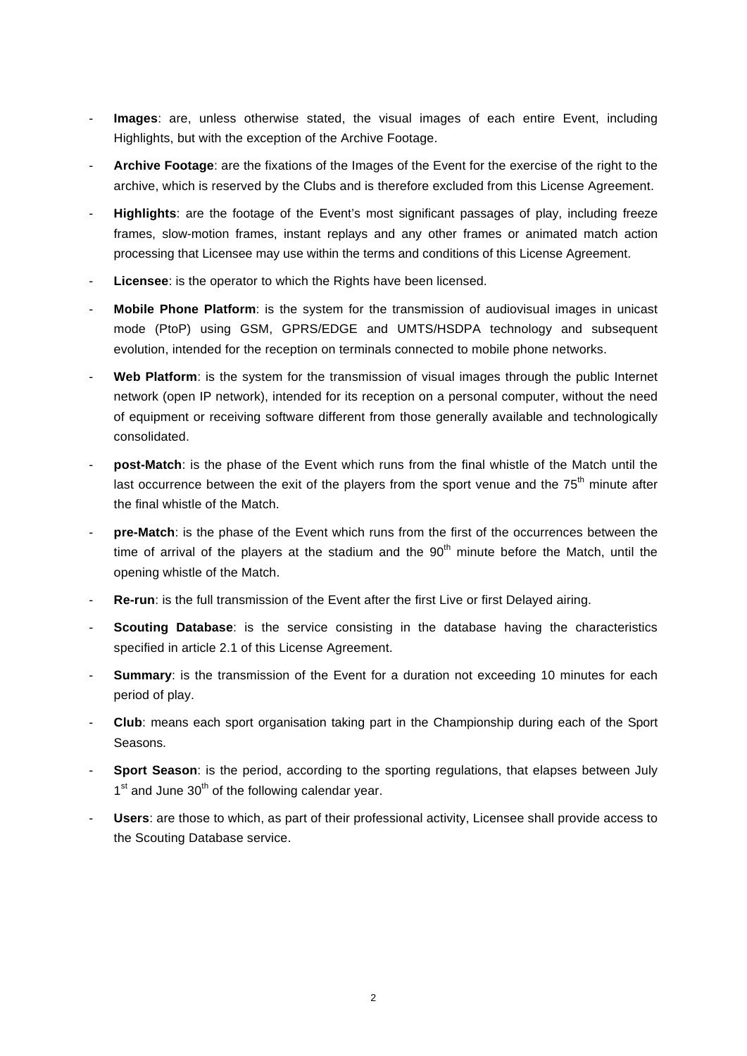- **Images**: are, unless otherwise stated, the visual images of each entire Event, including Highlights, but with the exception of the Archive Footage.
- **Archive Footage**: are the fixations of the Images of the Event for the exercise of the right to the archive, which is reserved by the Clubs and is therefore excluded from this License Agreement.
- **Highlights**: are the footage of the Event's most significant passages of play, including freeze frames, slow-motion frames, instant replays and any other frames or animated match action processing that Licensee may use within the terms and conditions of this License Agreement.
- **Licensee**: is the operator to which the Rights have been licensed.
- **Mobile Phone Platform**: is the system for the transmission of audiovisual images in unicast mode (PtoP) using GSM, GPRS/EDGE and UMTS/HSDPA technology and subsequent evolution, intended for the reception on terminals connected to mobile phone networks.
- **Web Platform**: is the system for the transmission of visual images through the public Internet network (open IP network), intended for its reception on a personal computer, without the need of equipment or receiving software different from those generally available and technologically consolidated.
- **post-Match**: is the phase of the Event which runs from the final whistle of the Match until the last occurrence between the exit of the players from the sport venue and the 75th minute after the final whistle of the Match.
- **pre-Match**: is the phase of the Event which runs from the first of the occurrences between the time of arrival of the players at the stadium and the 90th minute before the Match, until the opening whistle of the Match.
- **Re-run**: is the full transmission of the Event after the first Live or first Delayed airing.
- **Scouting Database**: is the service consisting in the database having the characteristics specified in article 2.1 of this License Agreement.
- **Summary**: is the transmission of the Event for a duration not exceeding 10 minutes for each period of play.
- **Club**: means each sport organisation taking part in the Championship during each of the Sport Seasons.
- **Sport Season**: is the period, according to the sporting regulations, that elapses between July 1st and June 30th of the following calendar year.
- **Users**: are those to which, as part of their professional activity, Licensee shall provide access to the Scouting Database service.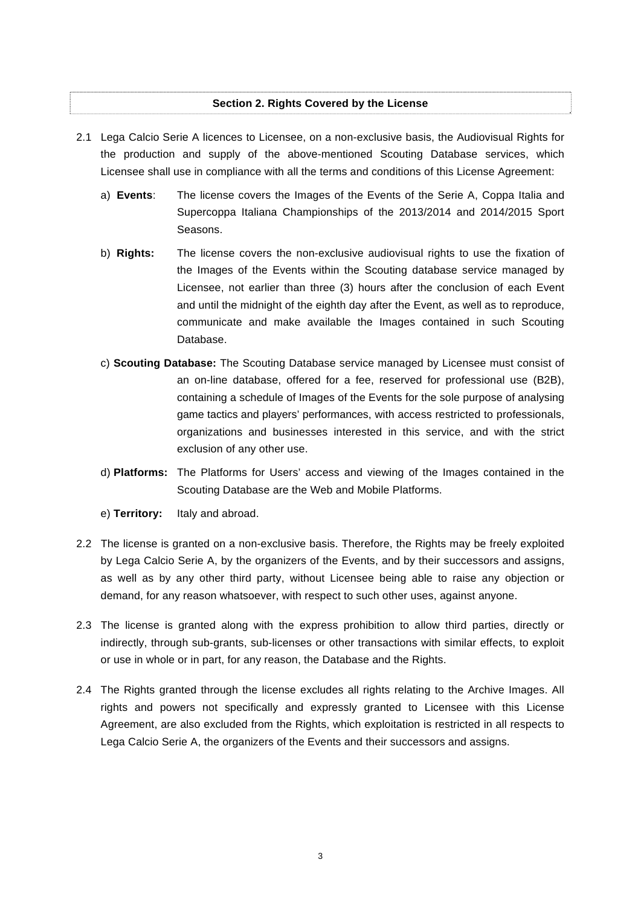## Section 2. Rights Covered by the License

2.1 Lega Calcio Serie A licences to Licensee, on a non-exclusive basis, the Audiovisual Rights for the production and supply of the above-mentioned Scouting Database services, which Licensee shall use in compliance with all the terms and conditions of this License Agreement:

a) **Events**: The license covers the Images of the Events of the Serie A, Coppa Italia and Supercoppa Italiana Championships of the 2013/2014 and 2014/2015 Sport Seasons.

b) **Rights:** The license covers the non-exclusive audiovisual rights to use the fixation of the Images of the Events within the Scouting database service managed by Licensee, not earlier than three (3) hours after the conclusion of each Event and until the midnight of the eighth day after the Event, as well as to reproduce, communicate and make available the Images contained in such Scouting Database.

c) **Scouting Database:** The Scouting Database service managed by Licensee must consist of an on-line database, offered for a fee, reserved for professional use (B2B), containing a schedule of Images of the Events for the sole purpose of analysing game tactics and players' performances, with access restricted to professionals, organizations and businesses interested in this service, and with the strict exclusion of any other use.

d) **Platforms:** The Platforms for Users' access and viewing of the Images contained in the Scouting Database are the Web and Mobile Platforms.

e) **Territory:** Italy and abroad.

2.2 The license is granted on a non-exclusive basis. Therefore, the Rights may be freely exploited by Lega Calcio Serie A, by the organizers of the Events, and by their successors and assigns, as well as by any other third party, without Licensee being able to raise any objection or demand, for any reason whatsoever, with respect to such other uses, against anyone.

2.3 The license is granted along with the express prohibition to allow third parties, directly or indirectly, through sub-grants, sub-licenses or other transactions with similar effects, to exploit or use in whole or in part, for any reason, the Database and the Rights.

2.4 The Rights granted through the license excludes all rights relating to the Archive Images. All rights and powers not specifically and expressly granted to Licensee with this License Agreement, are also excluded from the Rights, which exploitation is restricted in all respects to Lega Calcio Serie A, the organizers of the Events and their successors and assigns.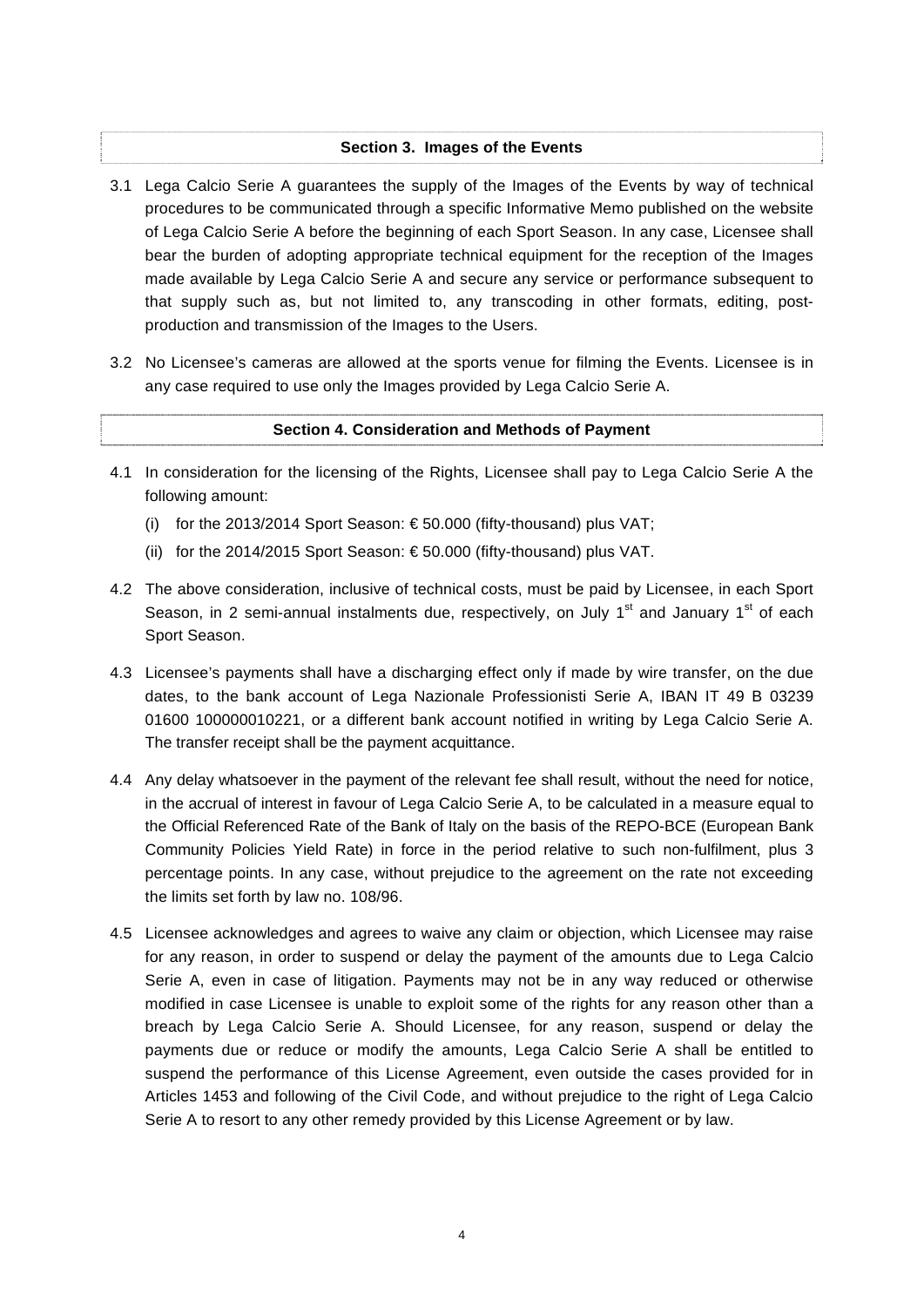## Section 3. Images of the Events

3.1 Lega Calcio Serie A guarantees the supply of the Images of the Events by way of technical procedures to be communicated through a specific Informative Memo published on the website of Lega Calcio Serie A before the beginning of each Sport Season. In any case, Licensee shall bear the burden of adopting appropriate technical equipment for the reception of the Images made available by Lega Calcio Serie A and secure any service or performance subsequent to that supply such as, but not limited to, any transcoding in other formats, editing, post-production and transmission of the Images to the Users.

3.2 No Licensee's cameras are allowed at the sports venue for filming the Events. Licensee is in any case required to use only the Images provided by Lega Calcio Serie A.

## Section 4. Consideration and Methods of Payment

4.1 In consideration for the licensing of the Rights, Licensee shall pay to Lega Calcio Serie A the following amount:

(i) for the 2013/2014 Sport Season: € 50.000 (fifty-thousand) plus VAT;

(ii) for the 2014/2015 Sport Season: € 50.000 (fifty-thousand) plus VAT.

4.2 The above consideration, inclusive of technical costs, must be paid by Licensee, in each Sport Season, in 2 semi-annual instalments due, respectively, on July 1st and January 1st of each Sport Season.

4.3 Licensee's payments shall have a discharging effect only if made by wire transfer, on the due dates, to the bank account of Lega Nazionale Professionisti Serie A, IBAN IT 49 B 03239 01600 100000010221, or a different bank account notified in writing by Lega Calcio Serie A. The transfer receipt shall be the payment acquittance.

4.4 Any delay whatsoever in the payment of the relevant fee shall result, without the need for notice, in the accrual of interest in favour of Lega Calcio Serie A, to be calculated in a measure equal to the Official Referenced Rate of the Bank of Italy on the basis of the REPO-BCE (European Bank Community Policies Yield Rate) in force in the period relative to such non-fulfilment, plus 3 percentage points. In any case, without prejudice to the agreement on the rate not exceeding the limits set forth by law no. 108/96.

4.5 Licensee acknowledges and agrees to waive any claim or objection, which Licensee may raise for any reason, in order to suspend or delay the payment of the amounts due to Lega Calcio Serie A, even in case of litigation. Payments may not be in any way reduced or otherwise modified in case Licensee is unable to exploit some of the rights for any reason other than a breach by Lega Calcio Serie A. Should Licensee, for any reason, suspend or delay the payments due or reduce or modify the amounts, Lega Calcio Serie A shall be entitled to suspend the performance of this License Agreement, even outside the cases provided for in Articles 1453 and following of the Civil Code, and without prejudice to the right of Lega Calcio Serie A to resort to any other remedy provided by this License Agreement or by law.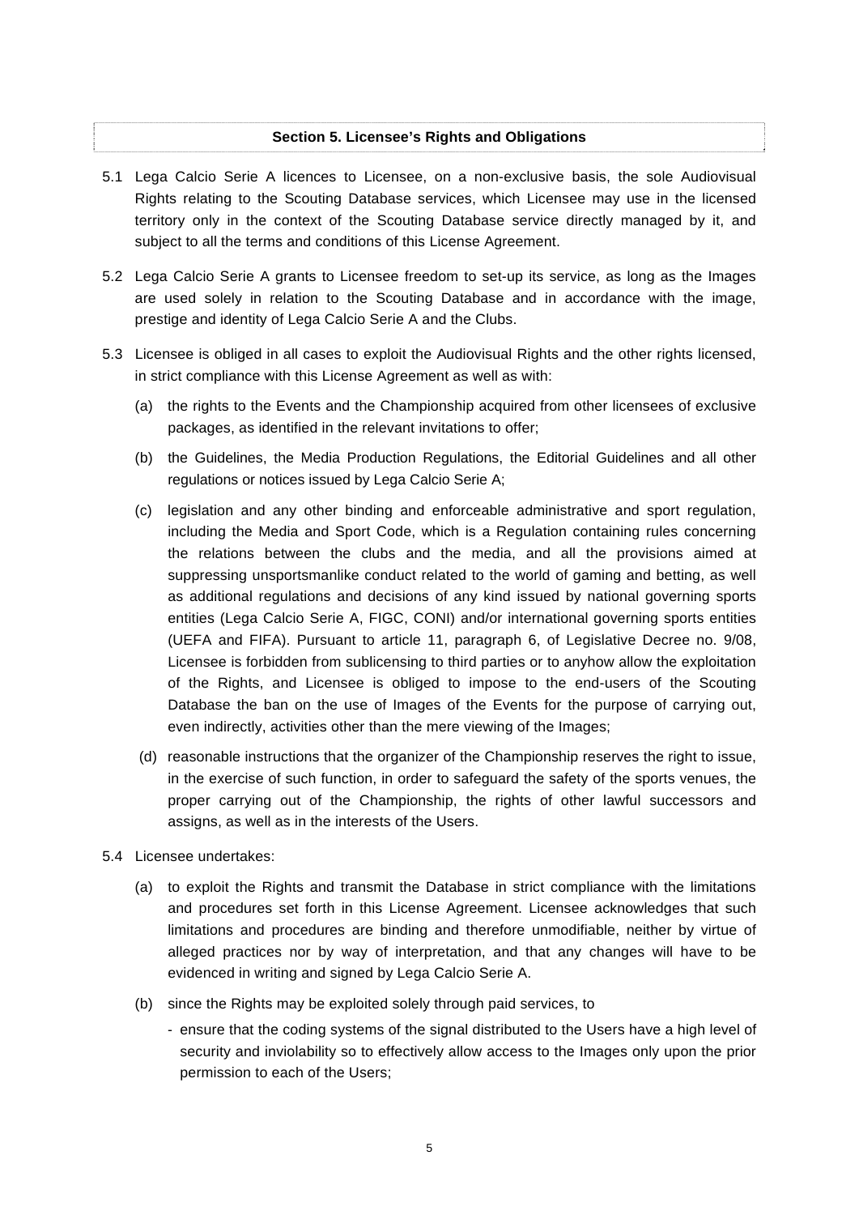**Section 5. Licensee's Rights and Obligations**

5.1 Lega Calcio Serie A licences to Licensee, on a non-exclusive basis, the sole Audiovisual Rights relating to the Scouting Database services, which Licensee may use in the licensed territory only in the context of the Scouting Database service directly managed by it, and subject to all the terms and conditions of this License Agreement.

5.2 Lega Calcio Serie A grants to Licensee freedom to set-up its service, as long as the Images are used solely in relation to the Scouting Database and in accordance with the image, prestige and identity of Lega Calcio Serie A and the Clubs.

5.3 Licensee is obliged in all cases to exploit the Audiovisual Rights and the other rights licensed, in strict compliance with this License Agreement as well as with:

(a) the rights to the Events and the Championship acquired from other licensees of exclusive packages, as identified in the relevant invitations to offer;

(b) the Guidelines, the Media Production Regulations, the Editorial Guidelines and all other regulations or notices issued by Lega Calcio Serie A;

(c) legislation and any other binding and enforceable administrative and sport regulation, including the Media and Sport Code, which is a Regulation containing rules concerning the relations between the clubs and the media, and all the provisions aimed at suppressing unsportsmanlike conduct related to the world of gaming and betting, as well as additional regulations and decisions of any kind issued by national governing sports entities (Lega Calcio Serie A, FIGC, CONI) and/or international governing sports entities (UEFA and FIFA). Pursuant to article 11, paragraph 6, of Legislative Decree no. 9/08, Licensee is forbidden from sublicensing to third parties or to anyhow allow the exploitation of the Rights, and Licensee is obliged to impose to the end-users of the Scouting Database the ban on the use of Images of the Events for the purpose of carrying out, even indirectly, activities other than the mere viewing of the Images;

(d) reasonable instructions that the organizer of the Championship reserves the right to issue, in the exercise of such function, in order to safeguard the safety of the sports venues, the proper carrying out of the Championship, the rights of other lawful successors and assigns, as well as in the interests of the Users.

5.4 Licensee undertakes:

(a) to exploit the Rights and transmit the Database in strict compliance with the limitations and procedures set forth in this License Agreement. Licensee acknowledges that such limitations and procedures are binding and therefore unmodifiable, neither by virtue of alleged practices nor by way of interpretation, and that any changes will have to be evidenced in writing and signed by Lega Calcio Serie A.

(b) since the Rights may be exploited solely through paid services, to

- ensure that the coding systems of the signal distributed to the Users have a high level of security and inviolability so to effectively allow access to the Images only upon the prior permission to each of the Users;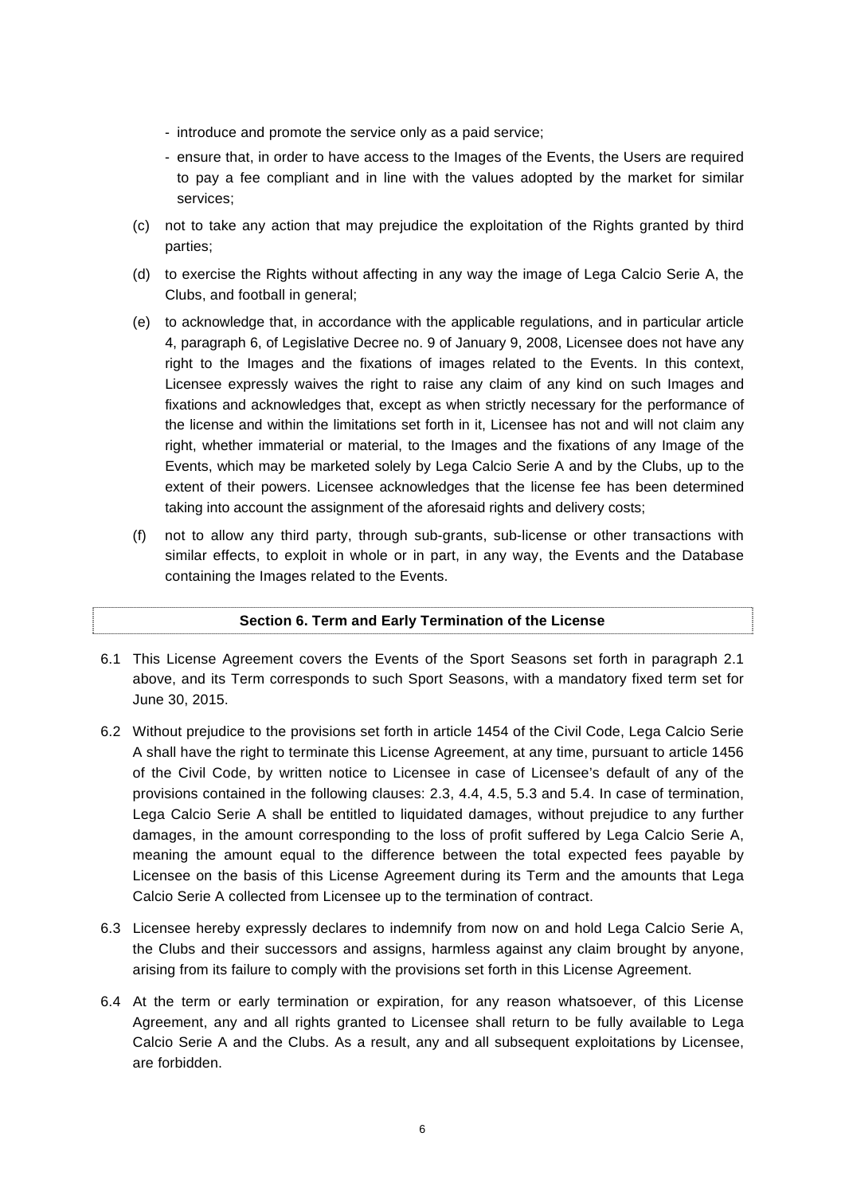- introduce and promote the service only as a paid service;
  - ensure that, in order to have access to the Images of the Events, the Users are required to pay a fee compliant and in line with the values adopted by the market for similar services;

(c) not to take any action that may prejudice the exploitation of the Rights granted by third parties;

(d) to exercise the Rights without affecting in any way the image of Lega Calcio Serie A, the Clubs, and football in general;

(e) to acknowledge that, in accordance with the applicable regulations, and in particular article 4, paragraph 6, of Legislative Decree no. 9 of January 9, 2008, Licensee does not have any right to the Images and the fixations of images related to the Events. In this context, Licensee expressly waives the right to raise any claim of any kind on such Images and fixations and acknowledges that, except as when strictly necessary for the performance of the license and within the limitations set forth in it, Licensee has not and will not claim any right, whether immaterial or material, to the Images and the fixations of any Image of the Events, which may be marketed solely by Lega Calcio Serie A and by the Clubs, up to the extent of their powers. Licensee acknowledges that the license fee has been determined taking into account the assignment of the aforesaid rights and delivery costs;

(f) not to allow any third party, through sub-grants, sub-license or other transactions with similar effects, to exploit in whole or in part, in any way, the Events and the Database containing the Images related to the Events.

## Section 6. Term and Early Termination of the License

6.1 This License Agreement covers the Events of the Sport Seasons set forth in paragraph 2.1 above, and its Term corresponds to such Sport Seasons, with a mandatory fixed term set for June 30, 2015.

6.2 Without prejudice to the provisions set forth in article 1454 of the Civil Code, Lega Calcio Serie A shall have the right to terminate this License Agreement, at any time, pursuant to article 1456 of the Civil Code, by written notice to Licensee in case of Licensee's default of any of the provisions contained in the following clauses: 2.3, 4.4, 4.5, 5.3 and 5.4. In case of termination, Lega Calcio Serie A shall be entitled to liquidated damages, without prejudice to any further damages, in the amount corresponding to the loss of profit suffered by Lega Calcio Serie A, meaning the amount equal to the difference between the total expected fees payable by Licensee on the basis of this License Agreement during its Term and the amounts that Lega Calcio Serie A collected from Licensee up to the termination of contract.

6.3 Licensee hereby expressly declares to indemnify from now on and hold Lega Calcio Serie A, the Clubs and their successors and assigns, harmless against any claim brought by anyone, arising from its failure to comply with the provisions set forth in this License Agreement.

6.4 At the term or early termination or expiration, for any reason whatsoever, of this License Agreement, any and all rights granted to Licensee shall return to be fully available to Lega Calcio Serie A and the Clubs. As a result, any and all subsequent exploitations by Licensee, are forbidden.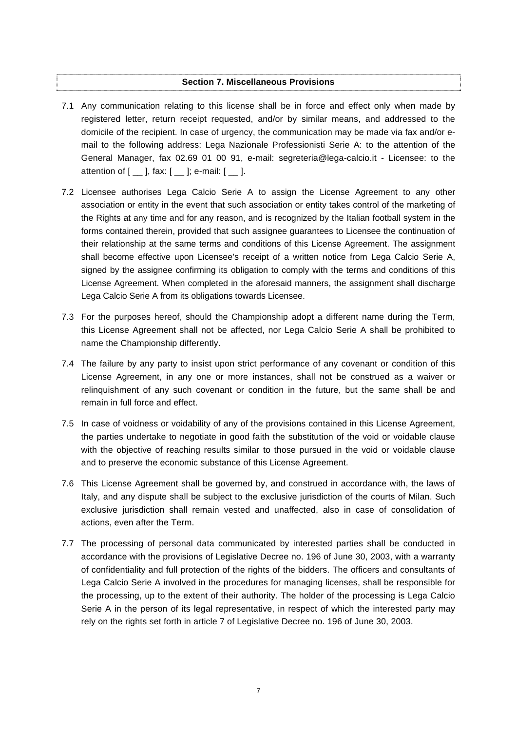**Section 7. Miscellaneous Provisions**

7.1 Any communication relating to this license shall be in force and effect only when made by registered letter, return receipt requested, and/or by similar means, and addressed to the domicile of the recipient. In case of urgency, the communication may be made via fax and/or e-mail to the following address: Lega Nazionale Professionisti Serie A: to the attention of the General Manager, fax 02.69 01 00 91, e-mail: segreteria@lega-calcio.it - Licensee: to the attention of [ __ ], fax: [ __ ]; e-mail: [ __ ].

7.2 Licensee authorises Lega Calcio Serie A to assign the License Agreement to any other association or entity in the event that such association or entity takes control of the marketing of the Rights at any time and for any reason, and is recognized by the Italian football system in the forms contained therein, provided that such assignee guarantees to Licensee the continuation of their relationship at the same terms and conditions of this License Agreement. The assignment shall become effective upon Licensee's receipt of a written notice from Lega Calcio Serie A, signed by the assignee confirming its obligation to comply with the terms and conditions of this License Agreement. When completed in the aforesaid manners, the assignment shall discharge Lega Calcio Serie A from its obligations towards Licensee.

7.3 For the purposes hereof, should the Championship adopt a different name during the Term, this License Agreement shall not be affected, nor Lega Calcio Serie A shall be prohibited to name the Championship differently.

7.4 The failure by any party to insist upon strict performance of any covenant or condition of this License Agreement, in any one or more instances, shall not be construed as a waiver or relinquishment of any such covenant or condition in the future, but the same shall be and remain in full force and effect.

7.5 In case of voidness or voidability of any of the provisions contained in this License Agreement, the parties undertake to negotiate in good faith the substitution of the void or voidable clause with the objective of reaching results similar to those pursued in the void or voidable clause and to preserve the economic substance of this License Agreement.

7.6 This License Agreement shall be governed by, and construed in accordance with, the laws of Italy, and any dispute shall be subject to the exclusive jurisdiction of the courts of Milan. Such exclusive jurisdiction shall remain vested and unaffected, also in case of consolidation of actions, even after the Term.

7.7 The processing of personal data communicated by interested parties shall be conducted in accordance with the provisions of Legislative Decree no. 196 of June 30, 2003, with a warranty of confidentiality and full protection of the rights of the bidders. The officers and consultants of Lega Calcio Serie A involved in the procedures for managing licenses, shall be responsible for the processing, up to the extent of their authority. The holder of the processing is Lega Calcio Serie A in the person of its legal representative, in respect of which the interested party may rely on the rights set forth in article 7 of Legislative Decree no. 196 of June 30, 2003.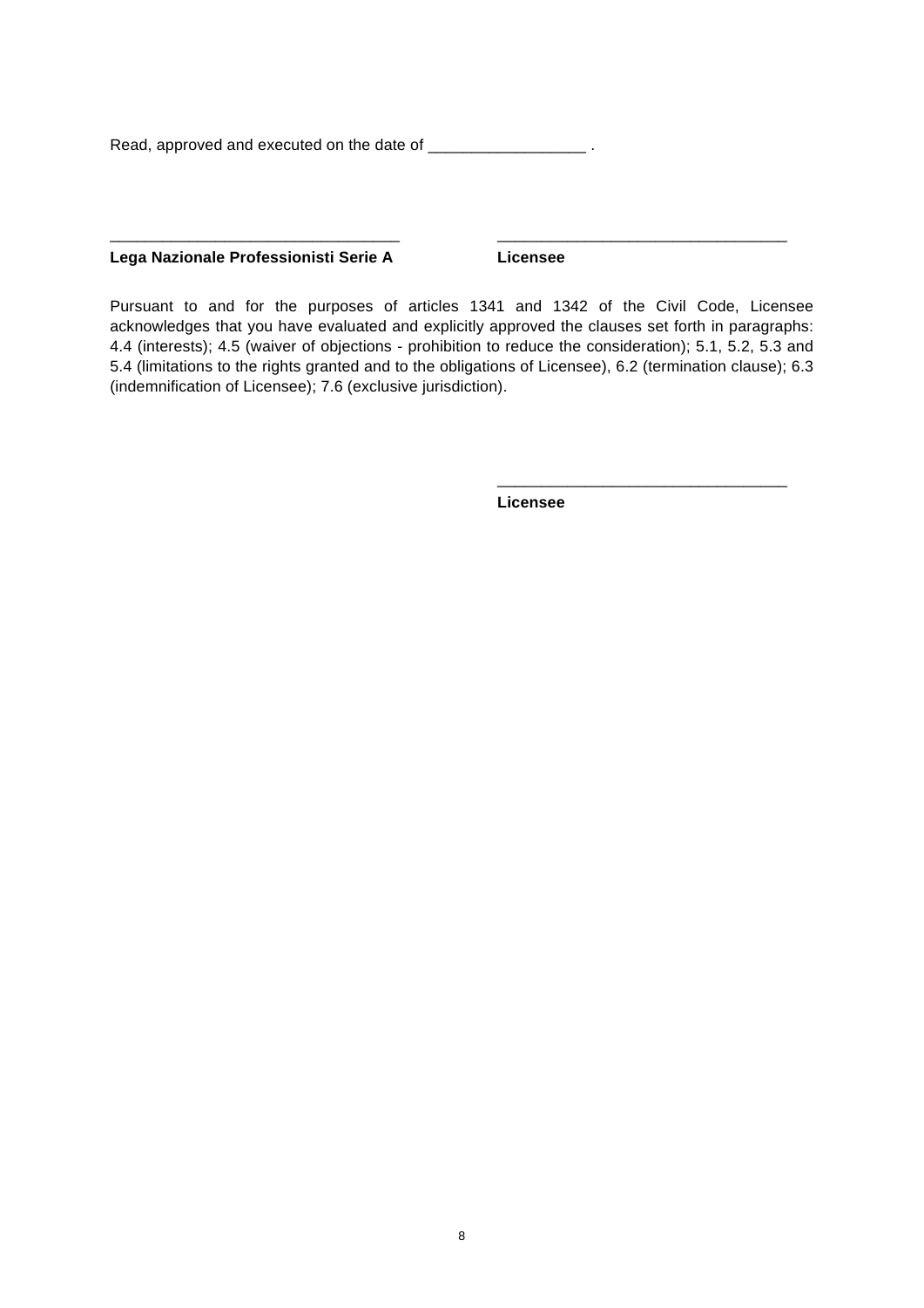Read, approved and executed on the date of _________________ .

| | |
|---|---|
| _______________________________ | _______________________________ |
| **Lega Nazionale Professionisti Serie A** | **Licensee** |

Pursuant to and for the purposes of articles 1341 and 1342 of the Civil Code, Licensee acknowledges that you have evaluated and explicitly approved the clauses set forth in paragraphs: 4.4 (interests); 4.5 (waiver of objections - prohibition to reduce the consideration); 5.1, 5.2, 5.3 and 5.4 (limitations to the rights granted and to the obligations of Licensee), 6.2 (termination clause); 6.3 (indemnification of Licensee); 7.6 (exclusive jurisdiction).

_______________________________

**Licensee**